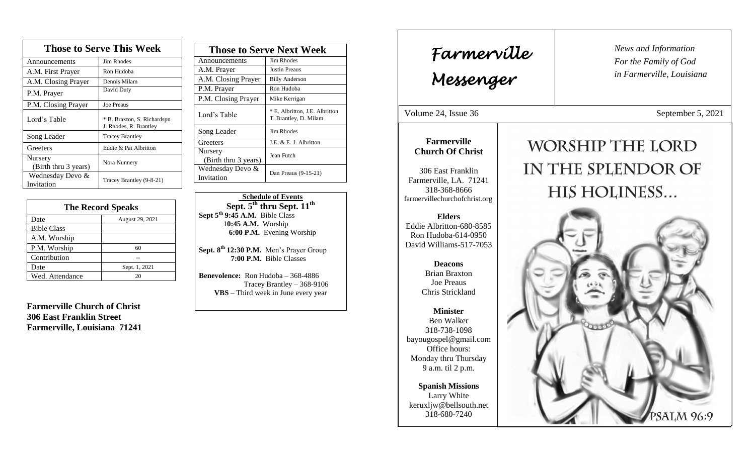## Those to Serve This Week

| Those to Serve This Week | |
|---|---|
| Announcements | Jim Rhodes |
| A.M. First Prayer | Ron Hudoba |
| A.M. Closing Prayer | Dennis Milam |
| P.M. Prayer | David Duty |
| P.M. Closing Prayer | Joe Preaus |
| Lord's Table | * B. Braxton, S. Richardspn J. Rhodes, R. Brantley |
| Song Leader | Tracey Brantley |
| Greeters | Eddie & Pat Albritton |
| Nursery (Birth thru 3 years) | Nora Nunnery |
| Wednesday Devo & Invitation | Tracey Brantley (9-8-21) |

## The Record Speaks

| The Record Speaks | |
|---|---|
| Date | August 29, 2021 |
| Bible Class | |
| A.M. Worship | |
| P.M. Worship | 60 |
| Contribution | -- |
| Date | Sept. 1, 2021 |
| Wed. Attendance | 20 |

**Farmerville Church of Christ**
**306 East Franklin Street**
**Farmerville, Louisiana 71241**

## Those to Serve Next Week

| Those to Serve Next Week | |
|---|---|
| Announcements | Jim Rhodes |
| A.M. Prayer | Justin Preaus |
| A.M. Closing Prayer | Billy Anderson |
| P.M. Prayer | Ron Hudoba |
| P.M. Closing Prayer | Mike Kerrigan |
| Lord's Table | * E. Albritton, J.E. Albritton T. Brantley, D. Milam |
| Song Leader | Jim Rhodes |
| Greeters | J.E. & E. J. Albritton |
| Nursery (Birth thru 3 years) | Jean Futch |
| Wednesday Devo & Invitation | Dan Preaus (9-15-21) |

**Schedule of Events**
**Sept. 5th thru Sept. 11th**

**Sept 5th 9:45 A.M.** Bible Class
**10:45 A.M.** Worship
**6:00 P.M.** Evening Worship

**Sept. 8th 12:30 P.M.** Men's Prayer Group
**7:00 P.M.** Bible Classes

**Benevolence:** Ron Hudoba – 368-4886
Tracey Brantley – 368-9106
**VBS** – Third week in June every year

# *Farmerville Messenger*

*News and Information*
*For the Family of God*
*in Farmerville, Louisiana*

Volume 24, Issue 36 — September 5, 2021

**Farmerville Church Of Christ**

306 East Franklin
Farmerville, LA. 71241
318-368-8666
farmervillechurchofchrist.org

**Elders**
Eddie Albritton-680-8585
Ron Hudoba-614-0950
David Williams-517-7053

**Deacons**
Brian Braxton
Joe Preaus
Chris Strickland

**Minister**
Ben Walker
318-738-1098
bayougospel@gmail.com
Office hours:
Monday thru Thursday
9 a.m. til 2 p.m.

**Spanish Missions**
Larry White
keruxljw@bellsouth.net
318-680-7240

# WORSHIP THE LORD IN THE SPLENDOR OF HIS HOLINESS...

PSALM 96:9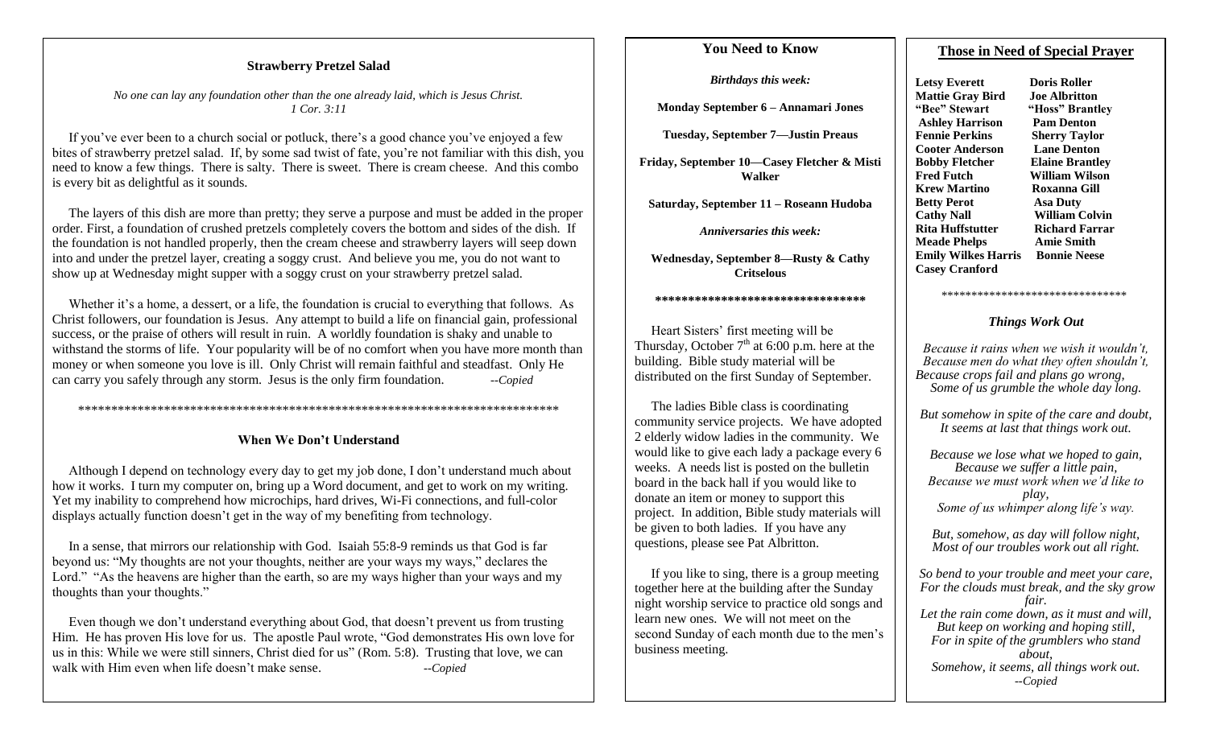## Strawberry Pretzel Salad

*No one can lay any foundation other than the one already laid, which is Jesus Christ.*
*1 Cor. 3:11*

If you've ever been to a church social or potluck, there's a good chance you've enjoyed a few bites of strawberry pretzel salad. If, by some sad twist of fate, you're not familiar with this dish, you need to know a few things. There is salty. There is sweet. There is cream cheese. And this combo is every bit as delightful as it sounds.

The layers of this dish are more than pretty; they serve a purpose and must be added in the proper order. First, a foundation of crushed pretzels completely covers the bottom and sides of the dish. If the foundation is not handled properly, then the cream cheese and strawberry layers will seep down into and under the pretzel layer, creating a soggy crust. And believe you me, you do not want to show up at Wednesday night supper with a soggy crust on your strawberry pretzel salad.

Whether it's a home, a dessert, or a life, the foundation is crucial to everything that follows. As Christ followers, our foundation is Jesus. Any attempt to build a life on financial gain, professional success, or the praise of others will result in ruin. A worldly foundation is shaky and unable to withstand the storms of life. Your popularity will be of no comfort when you have more month than money or when someone you love is ill. Only Christ will remain faithful and steadfast. Only He can carry you safely through any storm. Jesus is the only firm foundation. *--Copied*

*****************************************************************************

## When We Don't Understand

Although I depend on technology every day to get my job done, I don't understand much about how it works. I turn my computer on, bring up a Word document, and get to work on my writing. Yet my inability to comprehend how microchips, hard drives, Wi-Fi connections, and full-color displays actually function doesn't get in the way of my benefiting from technology.

In a sense, that mirrors our relationship with God. Isaiah 55:8-9 reminds us that God is far beyond us: "My thoughts are not your thoughts, neither are your ways my ways," declares the Lord." "As the heavens are higher than the earth, so are my ways higher than your ways and my thoughts than your thoughts."

Even though we don't understand everything about God, that doesn't prevent us from trusting Him. He has proven His love for us. The apostle Paul wrote, "God demonstrates His own love for us in this: While we were still sinners, Christ died for us" (Rom. 5:8). Trusting that love, we can walk with Him even when life doesn't make sense. *--Copied*

## You Need to Know

***Birthdays this week:***

**Monday September 6 – Annamari Jones**

**Tuesday, September 7—Justin Preaus**

**Friday, September 10—Casey Fletcher & Misti Walker**

**Saturday, September 11 – Roseann Hudoba**

***Anniversaries this week:***

**Wednesday, September 8—Rusty & Cathy Critselous**

**********************************

Heart Sisters' first meeting will be Thursday, October 7th at 6:00 p.m. here at the building. Bible study material will be distributed on the first Sunday of September.

The ladies Bible class is coordinating community service projects. We have adopted 2 elderly widow ladies in the community. We would like to give each lady a package every 6 weeks. A needs list is posted on the bulletin board in the back hall if you would like to donate an item or money to support this project. In addition, Bible study materials will be given to both ladies. If you have any questions, please see Pat Albritton.

If you like to sing, there is a group meeting together here at the building after the Sunday night worship service to practice old songs and learn new ones. We will not meet on the second Sunday of each month due to the men's business meeting.

## Those in Need of Special Prayer

| | |
|---|---|
| **Letsy Everett** | **Doris Roller** |
| **Mattie Gray Bird** | **Joe Albritton** |
| **"Bee" Stewart** | **"Hoss" Brantley** |
| **Ashley Harrison** | **Pam Denton** |
| **Fennie Perkins** | **Sherry Taylor** |
| **Cooter Anderson** | **Lane Denton** |
| **Bobby Fletcher** | **Elaine Brantley** |
| **Fred Futch** | **William Wilson** |
| **Krew Martino** | **Roxanna Gill** |
| **Betty Perot** | **Asa Duty** |
| **Cathy Nall** | **William Colvin** |
| **Rita Huffstutter** | **Richard Farrar** |
| **Meade Phelps** | **Amie Smith** |
| **Emily Wilkes Harris** | **Bonnie Neese** |
| **Casey Cranford** | |

*******************************

### *Things Work Out*

*Because it rains when we wish it wouldn't,*
*Because men do what they often shouldn't,*
*Because crops fail and plans go wrong,*
*Some of us grumble the whole day long.*

*But somehow in spite of the care and doubt,*
*It seems at last that things work out.*

*Because we lose what we hoped to gain,*
*Because we suffer a little pain,*
*Because we must work when we'd like to play,*
*Some of us whimper along life's way.*

*But, somehow, as day will follow night,*
*Most of our troubles work out all right.*

*So bend to your trouble and meet your care,*
*For the clouds must break, and the sky grow fair.*
*Let the rain come down, as it must and will,*
*But keep on working and hoping still,*
*For in spite of the grumblers who stand about,*
*Somehow, it seems, all things work out.*
*--Copied*